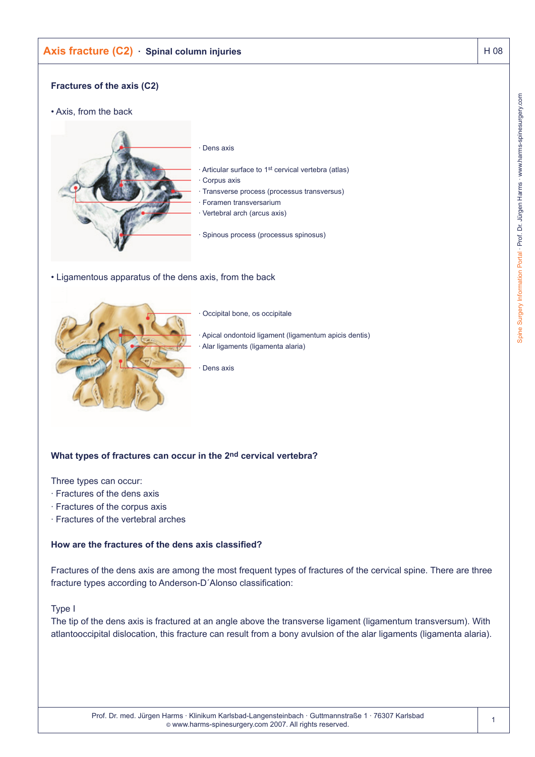# Axis fracture (C2) · Spinal column injuries

## Fractures of the axis (C2)

• Axis, from the back

· Dens axis
· Articular surface to 1st cervical vertebra (atlas)
· Corpus axis
· Transverse process (processus transversus)
· Foramen transversarium
· Vertebral arch (arcus axis)
· Spinous process (processus spinosus)

• Ligamentous apparatus of the dens axis, from the back

· Occipital bone, os occipitale
· Apical ondontoid ligament (ligamentum apicis dentis)
· Alar ligaments (ligamenta alaria)
· Dens axis

**What types of fractures can occur in the 2nd cervical vertebra?**

Three types can occur:
· Fractures of the dens axis
· Fractures of the corpus axis
· Fractures of the vertebral arches

**How are the fractures of the dens axis classified?**

Fractures of the dens axis are among the most frequent types of fractures of the cervical spine. There are three fracture types according to Anderson-D´Alonso classification:

Type I
The tip of the dens axis is fractured at an angle above the transverse ligament (ligamentum transversum). With atlantooccipital dislocation, this fracture can result from a bony avulsion of the alar ligaments (ligamenta alaria).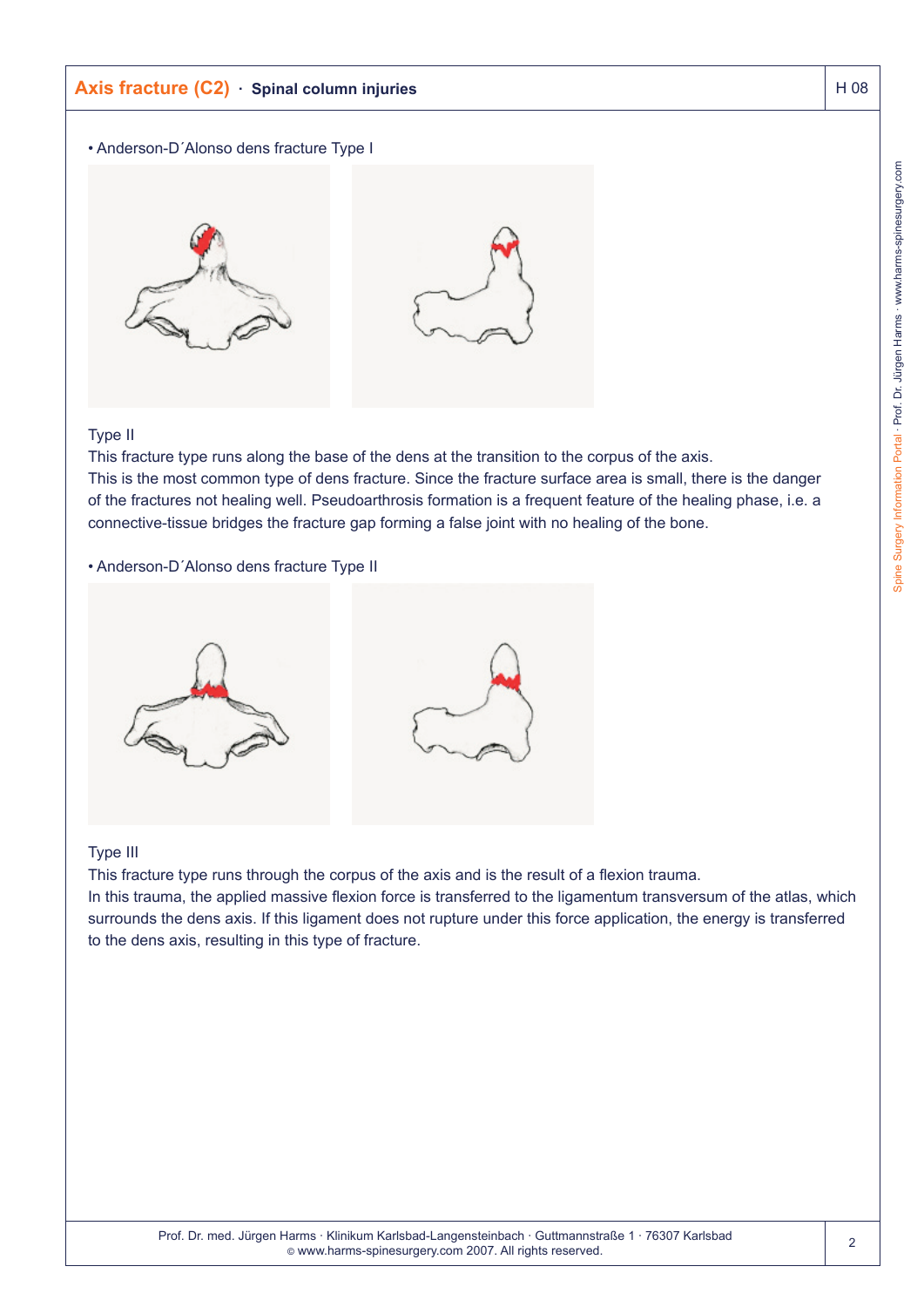• Anderson-D´Alonso dens fracture Type I

Type II

This fracture type runs along the base of the dens at the transition to the corpus of the axis.
This is the most common type of dens fracture. Since the fracture surface area is small, there is the danger of the fractures not healing well. Pseudoarthrosis formation is a frequent feature of the healing phase, i.e. a connective-tissue bridges the fracture gap forming a false joint with no healing of the bone.

• Anderson-D´Alonso dens fracture Type II

Type III

This fracture type runs through the corpus of the axis and is the result of a flexion trauma.
In this trauma, the applied massive flexion force is transferred to the ligamentum transversum of the atlas, which surrounds the dens axis. If this ligament does not rupture under this force application, the energy is transferred to the dens axis, resulting in this type of fracture.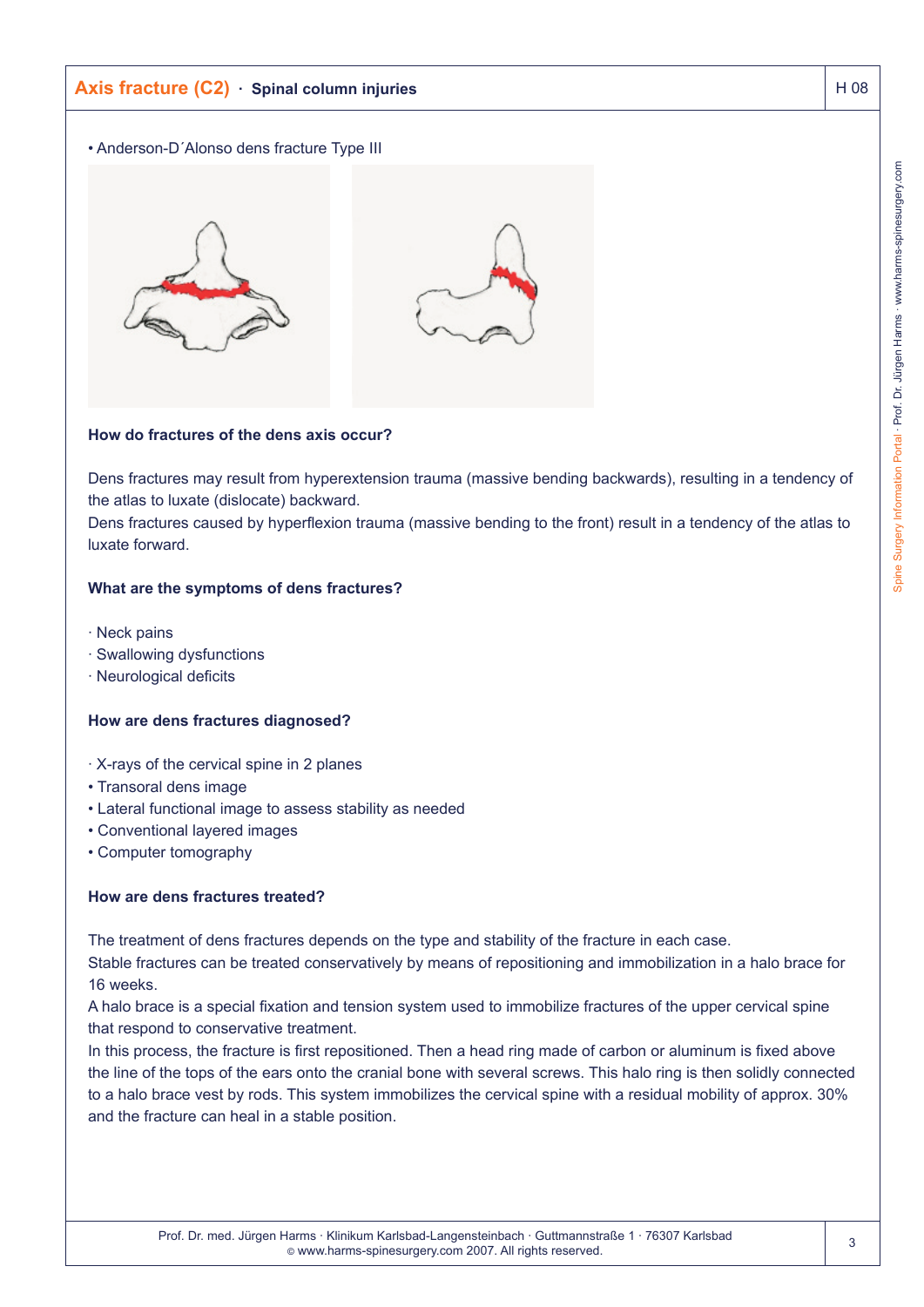• Anderson-D´Alonso dens fracture Type III

**How do fractures of the dens axis occur?**

Dens fractures may result from hyperextension trauma (massive bending backwards), resulting in a tendency of the atlas to luxate (dislocate) backward.
Dens fractures caused by hyperflexion trauma (massive bending to the front) result in a tendency of the atlas to luxate forward.

**What are the symptoms of dens fractures?**

· Neck pains
· Swallowing dysfunctions
· Neurological deficits

**How are dens fractures diagnosed?**

· X-rays of the cervical spine in 2 planes
• Transoral dens image
• Lateral functional image to assess stability as needed
• Conventional layered images
• Computer tomography

**How are dens fractures treated?**

The treatment of dens fractures depends on the type and stability of the fracture in each case.
Stable fractures can be treated conservatively by means of repositioning and immobilization in a halo brace for 16 weeks.
A halo brace is a special fixation and tension system used to immobilize fractures of the upper cervical spine that respond to conservative treatment.
In this process, the fracture is first repositioned. Then a head ring made of carbon or aluminum is fixed above the line of the tops of the ears onto the cranial bone with several screws. This halo ring is then solidly connected to a halo brace vest by rods. This system immobilizes the cervical spine with a residual mobility of approx. 30% and the fracture can heal in a stable position.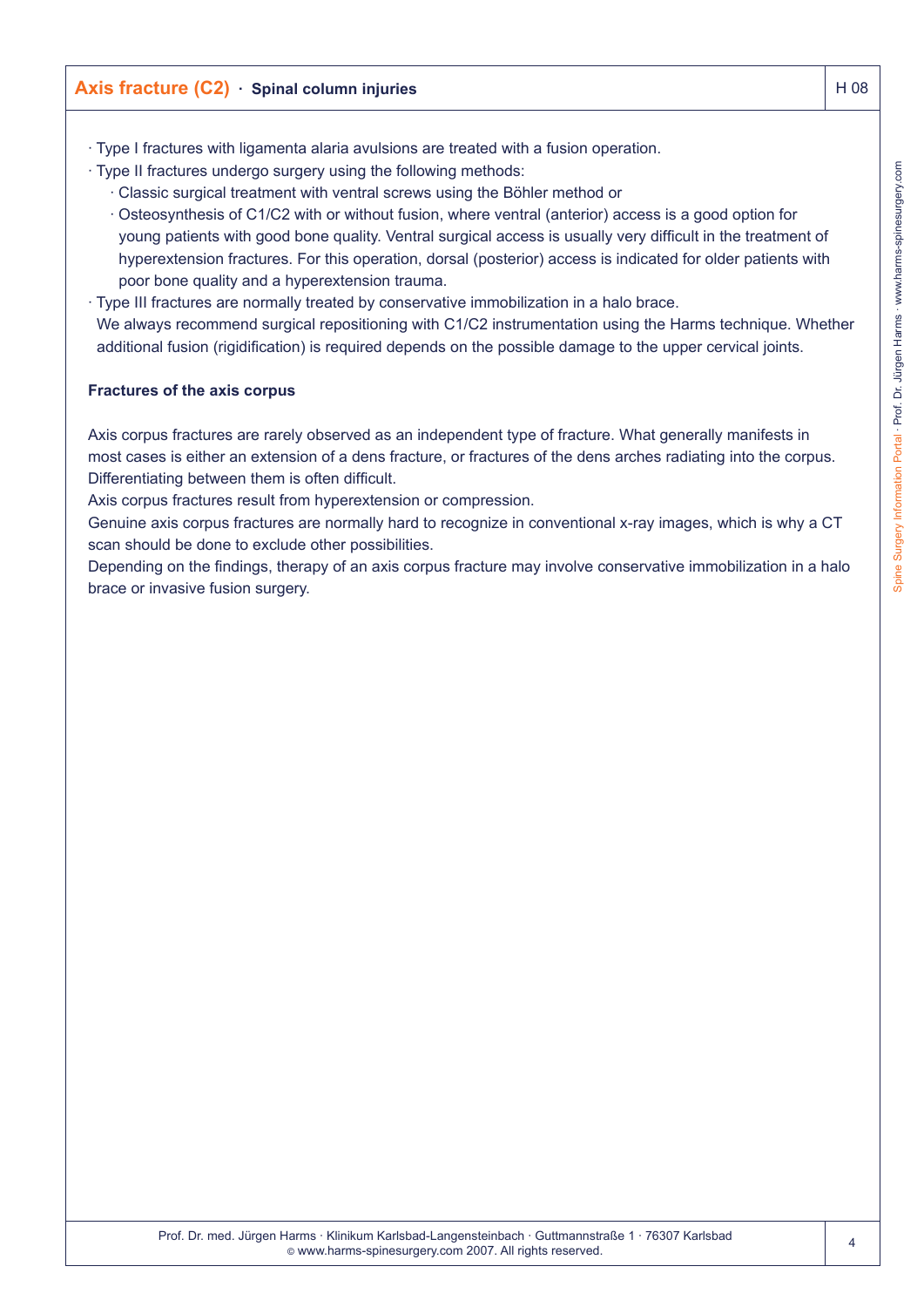- Type I fractures with ligamenta alaria avulsions are treated with a fusion operation.
- Type II fractures undergo surgery using the following methods:
  - Classic surgical treatment with ventral screws using the Böhler method or
  - Osteosynthesis of C1/C2 with or without fusion, where ventral (anterior) access is a good option for young patients with good bone quality. Ventral surgical access is usually very difficult in the treatment of hyperextension fractures. For this operation, dorsal (posterior) access is indicated for older patients with poor bone quality and a hyperextension trauma.
- Type III fractures are normally treated by conservative immobilization in a halo brace.
  We always recommend surgical repositioning with C1/C2 instrumentation using the Harms technique. Whether additional fusion (rigidification) is required depends on the possible damage to the upper cervical joints.

**Fractures of the axis corpus**

Axis corpus fractures are rarely observed as an independent type of fracture. What generally manifests in most cases is either an extension of a dens fracture, or fractures of the dens arches radiating into the corpus. Differentiating between them is often difficult.

Axis corpus fractures result from hyperextension or compression.

Genuine axis corpus fractures are normally hard to recognize in conventional x-ray images, which is why a CT scan should be done to exclude other possibilities.

Depending on the findings, therapy of an axis corpus fracture may involve conservative immobilization in a halo brace or invasive fusion surgery.